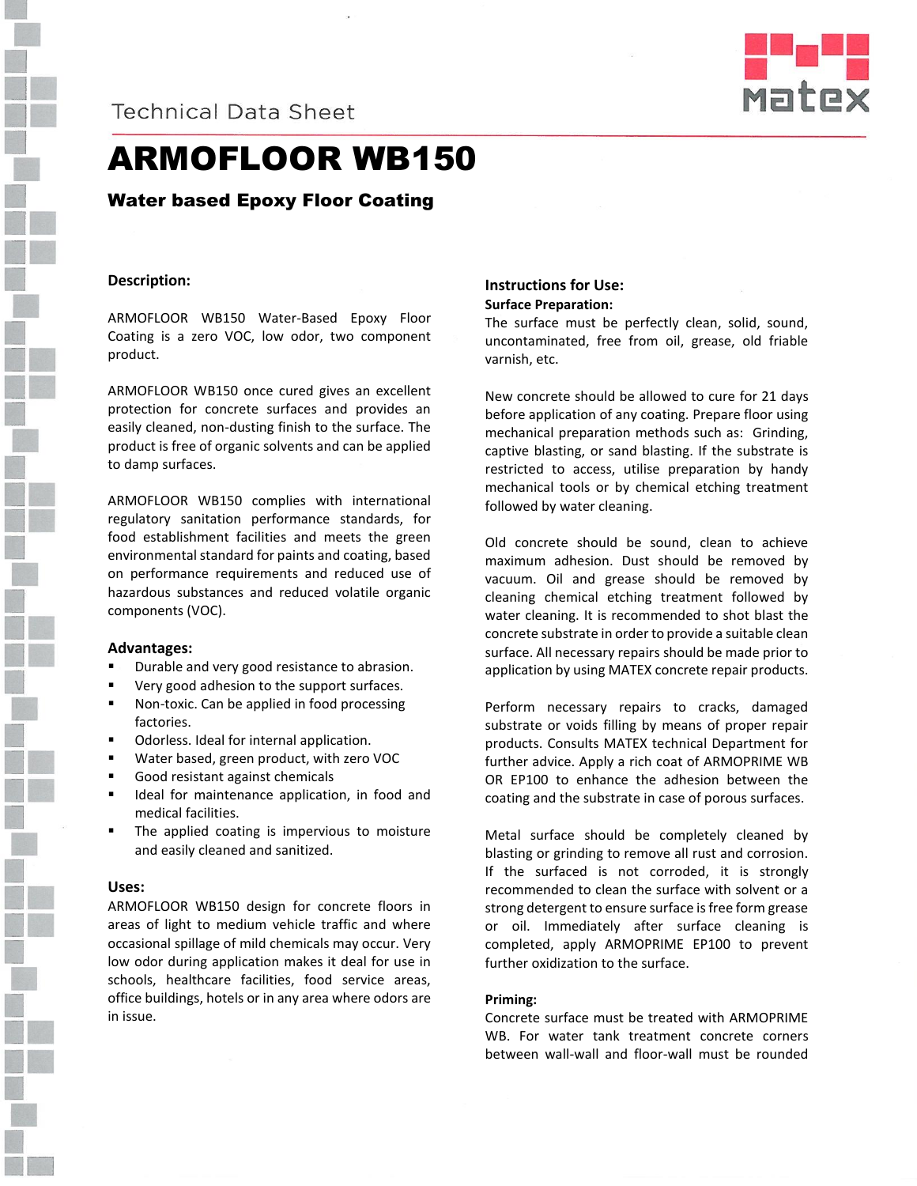Technical Data Sheet

# ARMOFLOOR WB150

## Water based Epoxy Floor Coating

### Description:

ARMOFLOOR WB150 Water-Based Epoxy Floor Coating is a zero VOC, low odor, two component product.

ARMOFLOOR WB150 once cured gives an excellent protection for concrete surfaces and provides an easily cleaned, non-dusting finish to the surface. The product is free of organic solvents and can be applied to damp surfaces.

ARMOFLOOR WB150 complies with international regulatory sanitation performance standards, for food establishment facilities and meets the green environmental standard for paints and coating, based on performance requirements and reduced use of hazardous substances and reduced volatile organic components (VOC).

### Advantages:

- Durable and very good resistance to abrasion.
- Very good adhesion to the support surfaces.
- Non-toxic. Can be applied in food processing factories.
- Odorless. Ideal for internal application.
- Water based, green product, with zero VOC
- Good resistant against chemicals
- Ideal for maintenance application, in food and medical facilities.
- The applied coating is impervious to moisture and easily cleaned and sanitized.

### Uses:

ARMOFLOOR WB150 design for concrete floors in areas of light to medium vehicle traffic and where occasional spillage of mild chemicals may occur. Very low odor during application makes it deal for use in schools, healthcare facilities, food service areas, office buildings, hotels or in any area where odors are in issue.

### Instructions for Use:

**Surface Preparation:**

The surface must be perfectly clean, solid, sound, uncontaminated, free from oil, grease, old friable varnish, etc.

New concrete should be allowed to cure for 21 days before application of any coating. Prepare floor using mechanical preparation methods such as: Grinding, captive blasting, or sand blasting. If the substrate is restricted to access, utilise preparation by handy mechanical tools or by chemical etching treatment followed by water cleaning.

Old concrete should be sound, clean to achieve maximum adhesion. Dust should be removed by vacuum. Oil and grease should be removed by cleaning chemical etching treatment followed by water cleaning. It is recommended to shot blast the concrete substrate in order to provide a suitable clean surface. All necessary repairs should be made prior to application by using MATEX concrete repair products.

Perform necessary repairs to cracks, damaged substrate or voids filling by means of proper repair products. Consults MATEX technical Department for further advice. Apply a rich coat of ARMOPRIME WB OR EP100 to enhance the adhesion between the coating and the substrate in case of porous surfaces.

Metal surface should be completely cleaned by blasting or grinding to remove all rust and corrosion. If the surfaced is not corroded, it is strongly recommended to clean the surface with solvent or a strong detergent to ensure surface is free form grease or oil. Immediately after surface cleaning is completed, apply ARMOPRIME EP100 to prevent further oxidization to the surface.

**Priming:**

Concrete surface must be treated with ARMOPRIME WB. For water tank treatment concrete corners between wall-wall and floor-wall must be rounded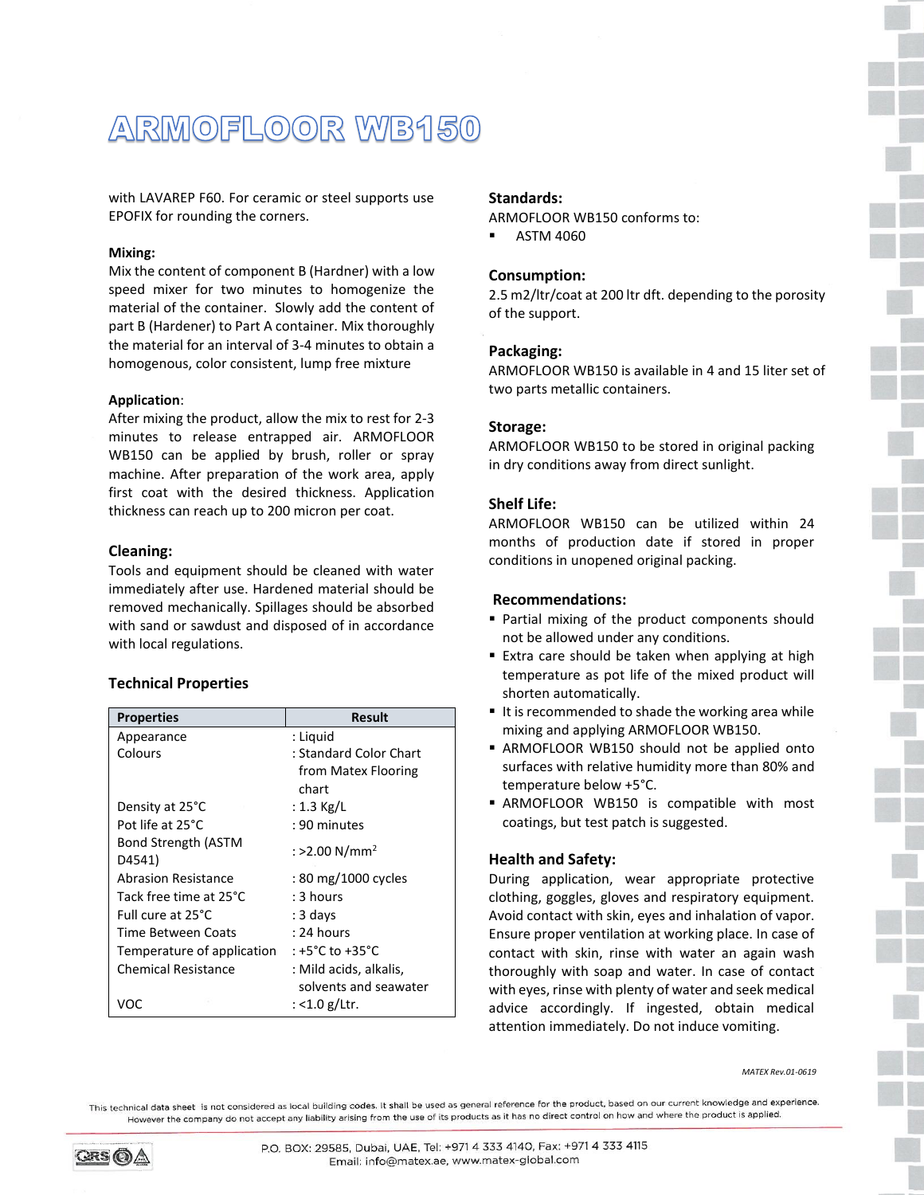# ARMOFLOOR WB150

with LAVAREP F60. For ceramic or steel supports use EPOFIX for rounding the corners.

**Mixing:**

Mix the content of component B (Hardner) with a low speed mixer for two minutes to homogenize the material of the container. Slowly add the content of part B (Hardener) to Part A container. Mix thoroughly the material for an interval of 3-4 minutes to obtain a homogenous, color consistent, lump free mixture

**Application**:

After mixing the product, allow the mix to rest for 2-3 minutes to release entrapped air. ARMOFLOOR WB150 can be applied by brush, roller or spray machine. After preparation of the work area, apply first coat with the desired thickness. Application thickness can reach up to 200 micron per coat.

**Cleaning:**

Tools and equipment should be cleaned with water immediately after use. Hardened material should be removed mechanically. Spillages should be absorbed with sand or sawdust and disposed of in accordance with local regulations.

**Technical Properties**

| Properties | Result |
|---|---|
| Appearance | : Liquid |
| Colours | : Standard Color Chart from Matex Flooring chart |
| Density at 25°C | : 1.3 Kg/L |
| Pot life at 25°C | : 90 minutes |
| Bond Strength (ASTM D4541) | : >2.00 N/mm$^2$ |
| Abrasion Resistance | : 80 mg/1000 cycles |
| Tack free time at 25°C | : 3 hours |
| Full cure at 25°C | : 3 days |
| Time Between Coats | : 24 hours |
| Temperature of application | : +5°C to +35°C |
| Chemical Resistance | : Mild acids, alkalis, solvents and seawater |
| VOC | : <1.0 g/Ltr. |

**Standards:**

ARMOFLOOR WB150 conforms to:

- ASTM 4060

**Consumption:**

2.5 m2/ltr/coat at 200 ltr dft. depending to the porosity of the support.

**Packaging:**

ARMOFLOOR WB150 is available in 4 and 15 liter set of two parts metallic containers.

**Storage:**

ARMOFLOOR WB150 to be stored in original packing in dry conditions away from direct sunlight.

**Shelf Life:**

ARMOFLOOR WB150 can be utilized within 24 months of production date if stored in proper conditions in unopened original packing.

**Recommendations:**

- Partial mixing of the product components should not be allowed under any conditions.
- Extra care should be taken when applying at high temperature as pot life of the mixed product will shorten automatically.
- It is recommended to shade the working area while mixing and applying ARMOFLOOR WB150.
- ARMOFLOOR WB150 should not be applied onto surfaces with relative humidity more than 80% and temperature below +5°C.
- ARMOFLOOR WB150 is compatible with most coatings, but test patch is suggested.

**Health and Safety:**

During application, wear appropriate protective clothing, goggles, gloves and respiratory equipment. Avoid contact with skin, eyes and inhalation of vapor. Ensure proper ventilation at working place. In case of contact with skin, rinse with water an again wash thoroughly with soap and water. In case of contact with eyes, rinse with plenty of water and seek medical advice accordingly. If ingested, obtain medical attention immediately. Do not induce vomiting.

*MATEX Rev.01-0619*

This technical data sheet is not considered as local building codes. It shall be used as general reference for the product, based on our current knowledge and experience. However the company do not accept any liability arising from the use of its products as it has no direct control on how and where the product is applied.

P.O. BOX: 29585, Dubai, UAE, Tel: +971 4 333 4140, Fax: +971 4 333 4115
Email: info@matex.ae, www.matex-global.com